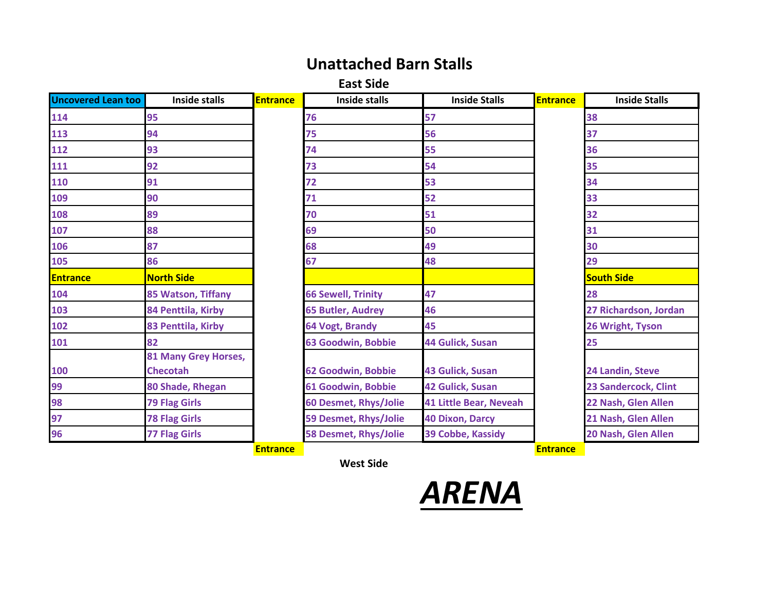# Unattached Barn Stalls

**East Side**

| Uncovered Lean too | Inside stalls | Entrance | Inside stalls | Inside Stalls | Entrance | Inside Stalls |
|---|---|---|---|---|---|---|
| 114 | 95 | | 76 | 57 | | 38 |
| 113 | 94 | | 75 | 56 | | 37 |
| 112 | 93 | | 74 | 55 | | 36 |
| 111 | 92 | | 73 | 54 | | 35 |
| 110 | 91 | | 72 | 53 | | 34 |
| 109 | 90 | | 71 | 52 | | 33 |
| 108 | 89 | | 70 | 51 | | 32 |
| 107 | 88 | | 69 | 50 | | 31 |
| 106 | 87 | | 68 | 49 | | 30 |
| 105 | 86 | | 67 | 48 | | 29 |
| Entrance | North Side | | | | | South Side |
| 104 | 85 Watson, Tiffany | | 66 Sewell, Trinity | 47 | | 28 |
| 103 | 84 Penttila, Kirby | | 65 Butler, Audrey | 46 | | 27 Richardson, Jordan |
| 102 | 83 Penttila, Kirby | | 64 Vogt, Brandy | 45 | | 26 Wright, Tyson |
| 101 | 82 | | 63 Goodwin, Bobbie | 44 Gulick, Susan | | 25 |
| 100 | 81 Many Grey Horses, Checotah | | 62 Goodwin, Bobbie | 43 Gulick, Susan | | 24 Landin, Steve |
| 99 | 80 Shade, Rhegan | | 61 Goodwin, Bobbie | 42 Gulick, Susan | | 23 Sandercock, Clint |
| 98 | 79 Flag Girls | | 60 Desmet, Rhys/Jolie | 41 Little Bear, Neveah | | 22 Nash, Glen Allen |
| 97 | 78 Flag Girls | | 59 Desmet, Rhys/Jolie | 40 Dixon, Darcy | | 21 Nash, Glen Allen |
| 96 | 77 Flag Girls | | 58 Desmet, Rhys/Jolie | 39 Cobbe, Kassidy | | 20 Nash, Glen Allen |
| | | Entrance | | | Entrance | |

**West Side**

***ARENA***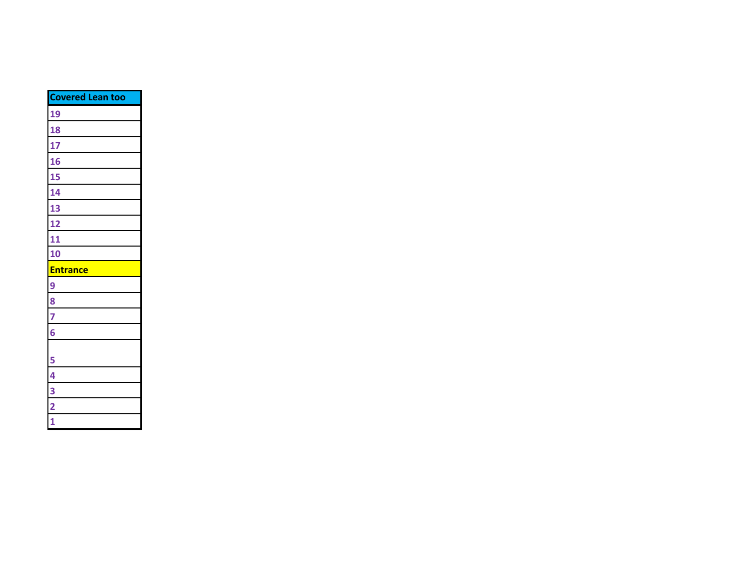| Covered Lean too |
| --- |
| 19 |
| 18 |
| 17 |
| 16 |
| 15 |
| 14 |
| 13 |
| 12 |
| 11 |
| 10 |
| Entrance |
| 9 |
| 8 |
| 7 |
| 6 |
| 5 |
| 4 |
| 3 |
| 2 |
| 1 |